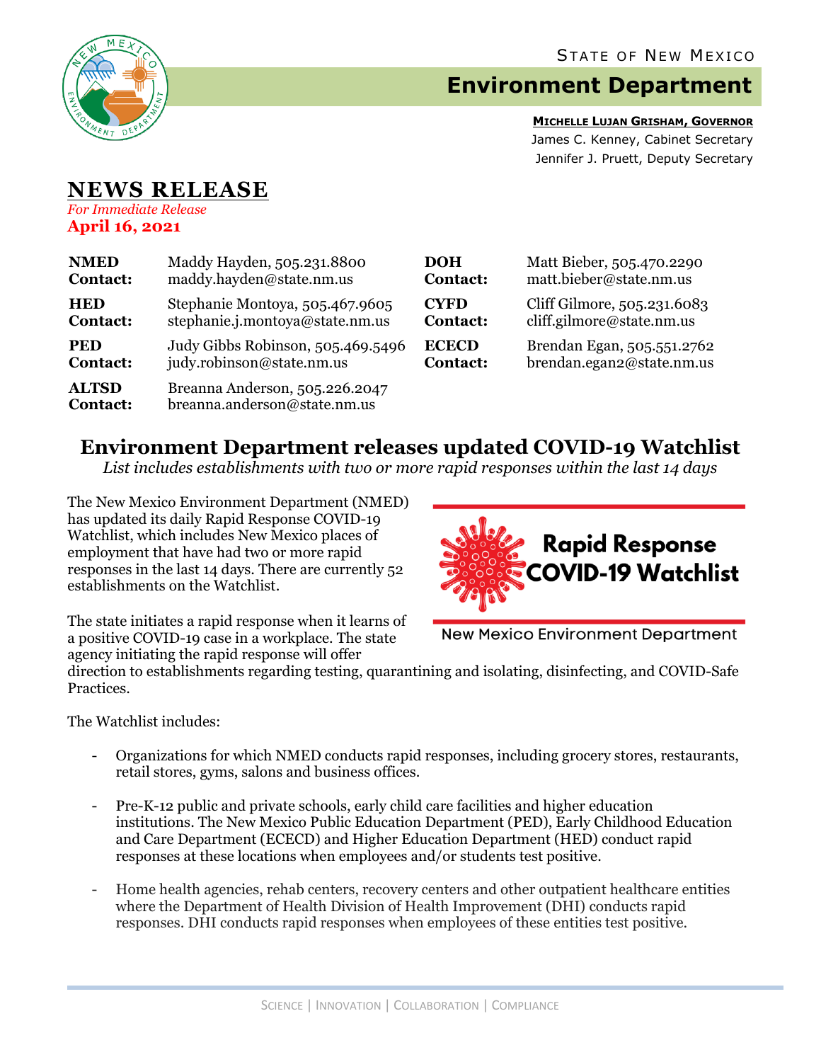STATE OF NEW MEXICO

# Environment Department

**MICHELLE LUJAN GRISHAM, GOVERNOR**
James C. Kenney, Cabinet Secretary
Jennifer J. Pruett, Deputy Secretary

## NEWS RELEASE

*For Immediate Release*
**April 16, 2021**

| | | | |
|---|---|---|---|
| **NMED Contact:** | Maddy Hayden, 505.231.8800 maddy.hayden@state.nm.us | **DOH Contact:** | Matt Bieber, 505.470.2290 matt.bieber@state.nm.us |
| **HED Contact:** | Stephanie Montoya, 505.467.9605 stephanie.j.montoya@state.nm.us | **CYFD Contact:** | Cliff Gilmore, 505.231.6083 cliff.gilmore@state.nm.us |
| **PED Contact:** | Judy Gibbs Robinson, 505.469.5496 judy.robinson@state.nm.us | **ECECD Contact:** | Brendan Egan, 505.551.2762 brendan.egan2@state.nm.us |
| **ALTSD Contact:** | Breanna Anderson, 505.226.2047 breanna.anderson@state.nm.us | | |

## Environment Department releases updated COVID-19 Watchlist

*List includes establishments with two or more rapid responses within the last 14 days*

The New Mexico Environment Department (NMED) has updated its daily Rapid Response COVID-19 Watchlist, which includes New Mexico places of employment that have had two or more rapid responses in the last 14 days. There are currently 52 establishments on the Watchlist.

Rapid Response COVID-19 Watchlist
New Mexico Environment Department

The state initiates a rapid response when it learns of a positive COVID-19 case in a workplace. The state agency initiating the rapid response will offer direction to establishments regarding testing, quarantining and isolating, disinfecting, and COVID-Safe Practices.

The Watchlist includes:

- Organizations for which NMED conducts rapid responses, including grocery stores, restaurants, retail stores, gyms, salons and business offices.

- Pre-K-12 public and private schools, early child care facilities and higher education institutions. The New Mexico Public Education Department (PED), Early Childhood Education and Care Department (ECECD) and Higher Education Department (HED) conduct rapid responses at these locations when employees and/or students test positive.

- Home health agencies, rehab centers, recovery centers and other outpatient healthcare entities where the Department of Health Division of Health Improvement (DHI) conducts rapid responses. DHI conducts rapid responses when employees of these entities test positive.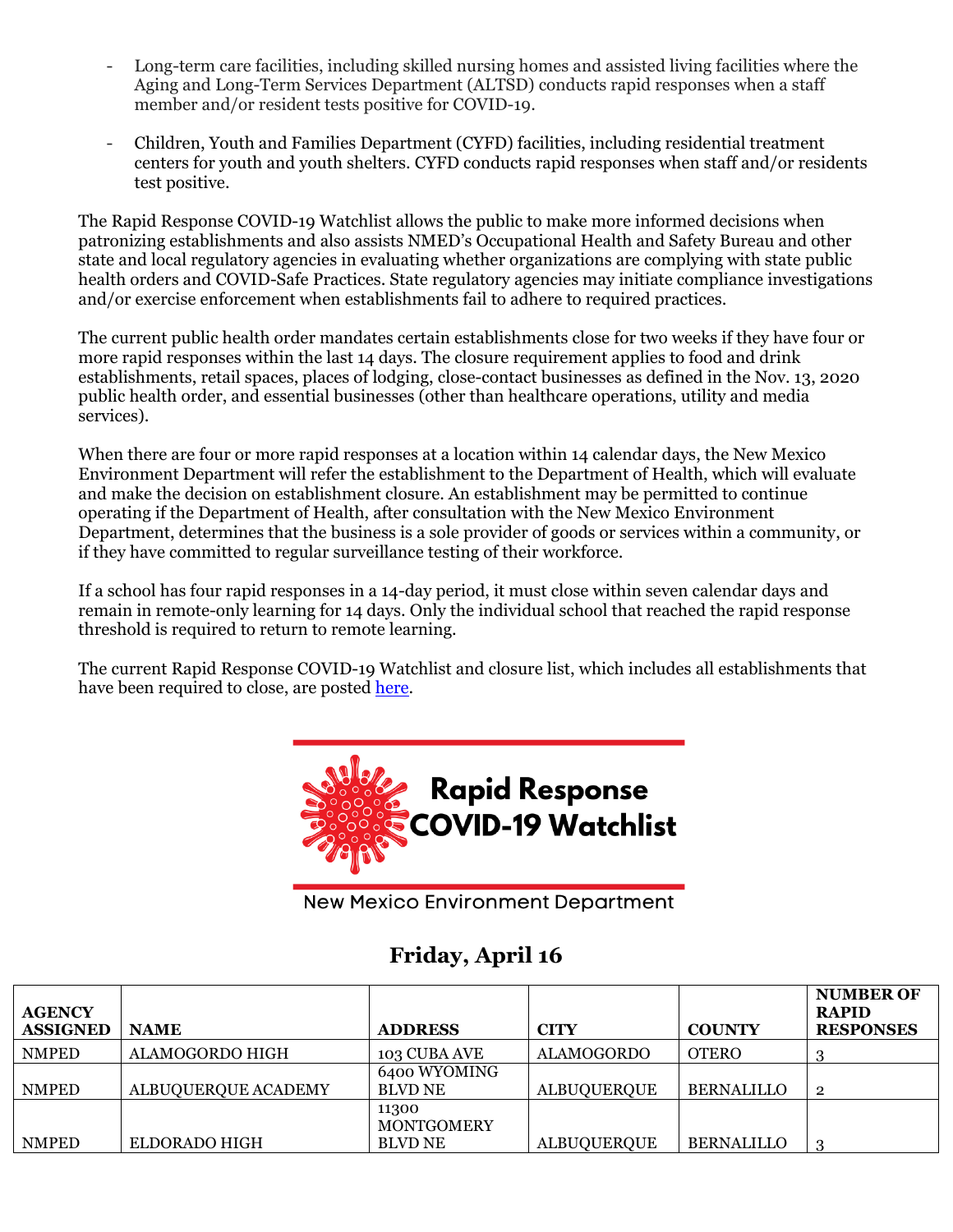- Long-term care facilities, including skilled nursing homes and assisted living facilities where the Aging and Long-Term Services Department (ALTSD) conducts rapid responses when a staff member and/or resident tests positive for COVID-19.

- Children, Youth and Families Department (CYFD) facilities, including residential treatment centers for youth and youth shelters. CYFD conducts rapid responses when staff and/or residents test positive.

The Rapid Response COVID-19 Watchlist allows the public to make more informed decisions when patronizing establishments and also assists NMED's Occupational Health and Safety Bureau and other state and local regulatory agencies in evaluating whether organizations are complying with state public health orders and COVID-Safe Practices. State regulatory agencies may initiate compliance investigations and/or exercise enforcement when establishments fail to adhere to required practices.

The current public health order mandates certain establishments close for two weeks if they have four or more rapid responses within the last 14 days. The closure requirement applies to food and drink establishments, retail spaces, places of lodging, close-contact businesses as defined in the Nov. 13, 2020 public health order, and essential businesses (other than healthcare operations, utility and media services).

When there are four or more rapid responses at a location within 14 calendar days, the New Mexico Environment Department will refer the establishment to the Department of Health, which will evaluate and make the decision on establishment closure. An establishment may be permitted to continue operating if the Department of Health, after consultation with the New Mexico Environment Department, determines that the business is a sole provider of goods or services within a community, or if they have committed to regular surveillance testing of their workforce.

If a school has four rapid responses in a 14-day period, it must close within seven calendar days and remain in remote-only learning for 14 days. Only the individual school that reached the rapid response threshold is required to return to remote learning.

The current Rapid Response COVID-19 Watchlist and closure list, which includes all establishments that have been required to close, are posted here.

**Rapid Response COVID-19 Watchlist**

New Mexico Environment Department

## Friday, April 16

| AGENCY ASSIGNED | NAME | ADDRESS | CITY | COUNTY | NUMBER OF RAPID RESPONSES |
|---|---|---|---|---|---|
| NMPED | ALAMOGORDO HIGH | 103 CUBA AVE | ALAMOGORDO | OTERO | 3 |
| NMPED | ALBUQUERQUE ACADEMY | 6400 WYOMING BLVD NE | ALBUQUERQUE | BERNALILLO | 2 |
| NMPED | ELDORADO HIGH | 11300 MONTGOMERY BLVD NE | ALBUQUERQUE | BERNALILLO | 3 |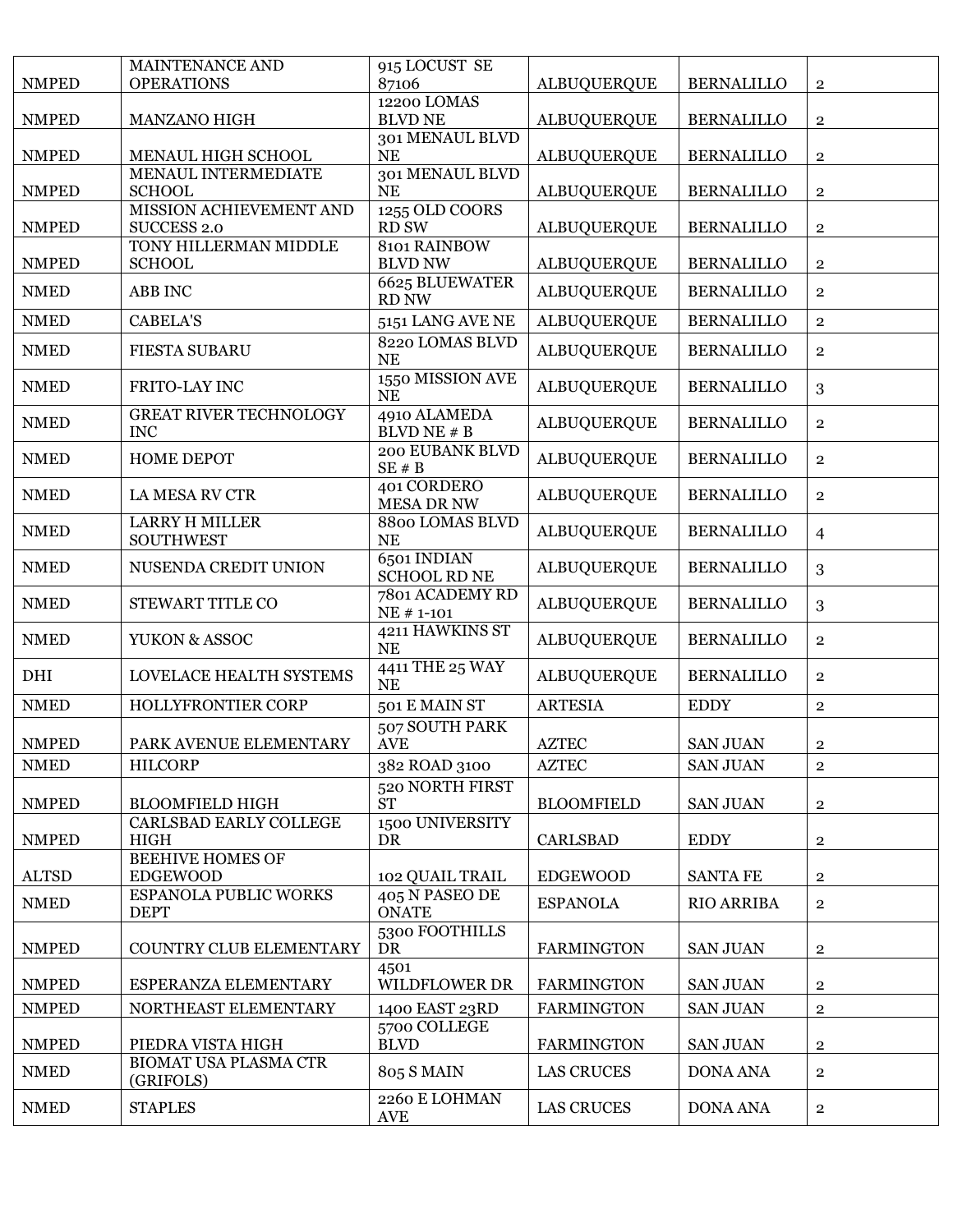| | | | | | |
|---|---|---|---|---|---|
| NMPED | MAINTENANCE AND OPERATIONS | 915 LOCUST SE 87106 | ALBUQUERQUE | BERNALILLO | 2 |
| NMPED | MANZANO HIGH | 12200 LOMAS BLVD NE | ALBUQUERQUE | BERNALILLO | 2 |
| NMPED | MENAUL HIGH SCHOOL | 301 MENAUL BLVD NE | ALBUQUERQUE | BERNALILLO | 2 |
| NMPED | MENAUL INTERMEDIATE SCHOOL | 301 MENAUL BLVD NE | ALBUQUERQUE | BERNALILLO | 2 |
| NMPED | MISSION ACHIEVEMENT AND SUCCESS 2.0 | 1255 OLD COORS RD SW | ALBUQUERQUE | BERNALILLO | 2 |
| NMPED | TONY HILLERMAN MIDDLE SCHOOL | 8101 RAINBOW BLVD NW | ALBUQUERQUE | BERNALILLO | 2 |
| NMED | ABB INC | 6625 BLUEWATER RD NW | ALBUQUERQUE | BERNALILLO | 2 |
| NMED | CABELA'S | 5151 LANG AVE NE | ALBUQUERQUE | BERNALILLO | 2 |
| NMED | FIESTA SUBARU | 8220 LOMAS BLVD NE | ALBUQUERQUE | BERNALILLO | 2 |
| NMED | FRITO-LAY INC | 1550 MISSION AVE NE | ALBUQUERQUE | BERNALILLO | 3 |
| NMED | GREAT RIVER TECHNOLOGY INC | 4910 ALAMEDA BLVD NE # B | ALBUQUERQUE | BERNALILLO | 2 |
| NMED | HOME DEPOT | 200 EUBANK BLVD SE # B | ALBUQUERQUE | BERNALILLO | 2 |
| NMED | LA MESA RV CTR | 401 CORDERO MESA DR NW | ALBUQUERQUE | BERNALILLO | 2 |
| NMED | LARRY H MILLER SOUTHWEST | 8800 LOMAS BLVD NE | ALBUQUERQUE | BERNALILLO | 4 |
| NMED | NUSENDA CREDIT UNION | 6501 INDIAN SCHOOL RD NE | ALBUQUERQUE | BERNALILLO | 3 |
| NMED | STEWART TITLE CO | 7801 ACADEMY RD NE # 1-101 | ALBUQUERQUE | BERNALILLO | 3 |
| NMED | YUKON & ASSOC | 4211 HAWKINS ST NE | ALBUQUERQUE | BERNALILLO | 2 |
| DHI | LOVELACE HEALTH SYSTEMS | 4411 THE 25 WAY NE | ALBUQUERQUE | BERNALILLO | 2 |
| NMED | HOLLYFRONTIER CORP | 501 E MAIN ST | ARTESIA | EDDY | 2 |
| NMPED | PARK AVENUE ELEMENTARY | 507 SOUTH PARK AVE | AZTEC | SAN JUAN | 2 |
| NMED | HILCORP | 382 ROAD 3100 | AZTEC | SAN JUAN | 2 |
| NMPED | BLOOMFIELD HIGH | 520 NORTH FIRST ST | BLOOMFIELD | SAN JUAN | 2 |
| NMPED | CARLSBAD EARLY COLLEGE HIGH | 1500 UNIVERSITY DR | CARLSBAD | EDDY | 2 |
| ALTSD | BEEHIVE HOMES OF EDGEWOOD | 102 QUAIL TRAIL | EDGEWOOD | SANTA FE | 2 |
| NMED | ESPANOLA PUBLIC WORKS DEPT | 405 N PASEO DE ONATE | ESPANOLA | RIO ARRIBA | 2 |
| NMPED | COUNTRY CLUB ELEMENTARY | 5300 FOOTHILLS DR | FARMINGTON | SAN JUAN | 2 |
| NMPED | ESPERANZA ELEMENTARY | 4501 WILDFLOWER DR | FARMINGTON | SAN JUAN | 2 |
| NMPED | NORTHEAST ELEMENTARY | 1400 EAST 23RD | FARMINGTON | SAN JUAN | 2 |
| NMPED | PIEDRA VISTA HIGH | 5700 COLLEGE BLVD | FARMINGTON | SAN JUAN | 2 |
| NMED | BIOMAT USA PLASMA CTR (GRIFOLS) | 805 S MAIN | LAS CRUCES | DONA ANA | 2 |
| NMED | STAPLES | 2260 E LOHMAN AVE | LAS CRUCES | DONA ANA | 2 |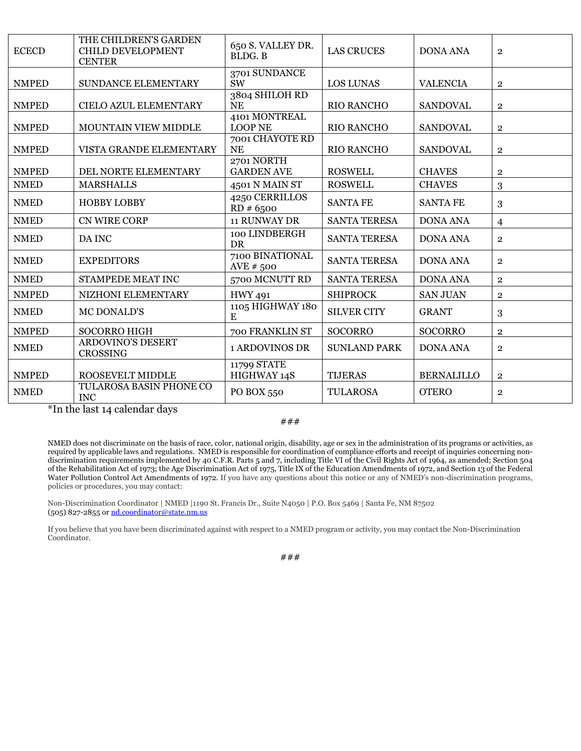| | | | | | |
|---|---|---|---|---|---|
| ECECD | THE CHILDREN'S GARDEN CHILD DEVELOPMENT CENTER | 650 S. VALLEY DR. BLDG. B | LAS CRUCES | DONA ANA | 2 |
| NMPED | SUNDANCE ELEMENTARY | 3701 SUNDANCE SW | LOS LUNAS | VALENCIA | 2 |
| NMPED | CIELO AZUL ELEMENTARY | 3804 SHILOH RD NE | RIO RANCHO | SANDOVAL | 2 |
| NMPED | MOUNTAIN VIEW MIDDLE | 4101 MONTREAL LOOP NE | RIO RANCHO | SANDOVAL | 2 |
| NMPED | VISTA GRANDE ELEMENTARY | 7001 CHAYOTE RD NE | RIO RANCHO | SANDOVAL | 2 |
| NMPED | DEL NORTE ELEMENTARY | 2701 NORTH GARDEN AVE | ROSWELL | CHAVES | 2 |
| NMED | MARSHALLS | 4501 N MAIN ST | ROSWELL | CHAVES | 3 |
| NMED | HOBBY LOBBY | 4250 CERRILLOS RD # 6500 | SANTA FE | SANTA FE | 3 |
| NMED | CN WIRE CORP | 11 RUNWAY DR | SANTA TERESA | DONA ANA | 4 |
| NMED | DA INC | 100 LINDBERGH DR | SANTA TERESA | DONA ANA | 2 |
| NMED | EXPEDITORS | 7100 BINATIONAL AVE # 500 | SANTA TERESA | DONA ANA | 2 |
| NMED | STAMPEDE MEAT INC | 5700 MCNUTT RD | SANTA TERESA | DONA ANA | 2 |
| NMPED | NIZHONI ELEMENTARY | HWY 491 | SHIPROCK | SAN JUAN | 2 |
| NMED | MC DONALD'S | 1105 HIGHWAY 180 E | SILVER CITY | GRANT | 3 |
| NMPED | SOCORRO HIGH | 700 FRANKLIN ST | SOCORRO | SOCORRO | 2 |
| NMED | ARDOVINO'S DESERT CROSSING | 1 ARDOVINOS DR | SUNLAND PARK | DONA ANA | 2 |
| NMPED | ROOSEVELT MIDDLE | 11799 STATE HIGHWAY 14S | TIJERAS | BERNALILLO | 2 |
| NMED | TULAROSA BASIN PHONE CO INC | PO BOX 550 | TULAROSA | OTERO | 2 |

*In the last 14 calendar days

###

NMED does not discriminate on the basis of race, color, national origin, disability, age or sex in the administration of its programs or activities, as required by applicable laws and regulations. NMED is responsible for coordination of compliance efforts and receipt of inquiries concerning non-discrimination requirements implemented by 40 C.F.R. Parts 5 and 7, including Title VI of the Civil Rights Act of 1964, as amended; Section 504 of the Rehabilitation Act of 1973; the Age Discrimination Act of 1975, Title IX of the Education Amendments of 1972, and Section 13 of the Federal Water Pollution Control Act Amendments of 1972. If you have any questions about this notice or any of NMED's non-discrimination programs, policies or procedures, you may contact:

Non-Discrimination Coordinator | NMED |1190 St. Francis Dr., Suite N4050 | P.O. Box 5469 | Santa Fe, NM 87502
(505) 827-2855 or nd.coordinator@state.nm.us

If you believe that you have been discriminated against with respect to a NMED program or activity, you may contact the Non-Discrimination Coordinator.

###